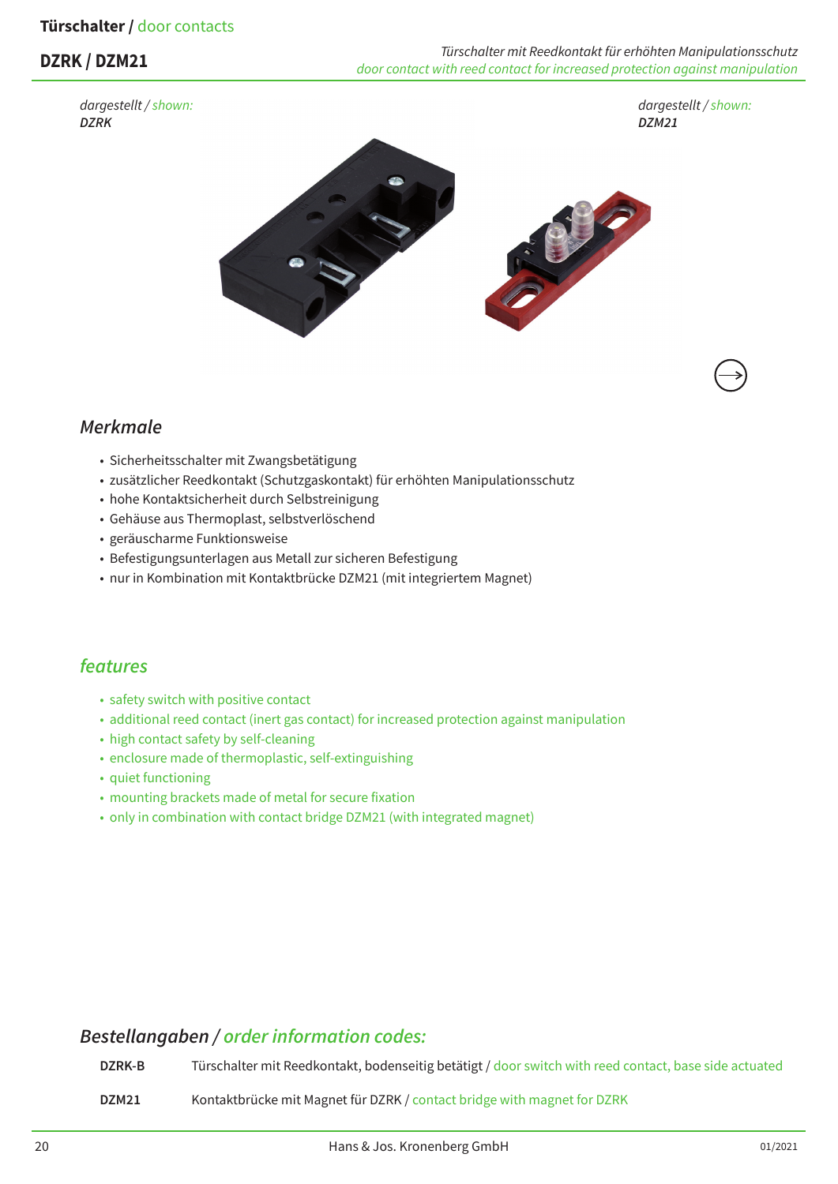**Türschalter** / door contacts

## DZRK / DZM21

*Türschalter mit Reedkontakt für erhöhten Manipulationsschutz*
*door contact with reed contact for increased protection against manipulation*

*dargestellt / shown:*
*DZRK*

*dargestellt / shown:*
*DZM21*

### *Merkmale*

- Sicherheitsschalter mit Zwangsbetätigung
- zusätzlicher Reedkontakt (Schutzgaskontakt) für erhöhten Manipulationsschutz
- hohe Kontaktsicherheit durch Selbstreinigung
- Gehäuse aus Thermoplast, selbstverlöschend
- geräuscharme Funktionsweise
- Befestigungsunterlagen aus Metall zur sicheren Befestigung
- nur in Kombination mit Kontaktbrücke DZM21 (mit integriertem Magnet)

### *features*

- safety switch with positive contact
- additional reed contact (inert gas contact) for increased protection against manipulation
- high contact safety by self-cleaning
- enclosure made of thermoplastic, self-extinguishing
- quiet functioning
- mounting brackets made of metal for secure fixation
- only in combination with contact bridge DZM21 (with integrated magnet)

### *Bestellangaben / order information codes:*

| | |
|---|---|
| **DZRK-B** | Türschalter mit Reedkontakt, bodenseitig betätigt / door switch with reed contact, base side actuated |
| **DZM21** | Kontaktbrücke mit Magnet für DZRK / contact bridge with magnet for DZRK |

Hans & Jos. Kronenberg GmbH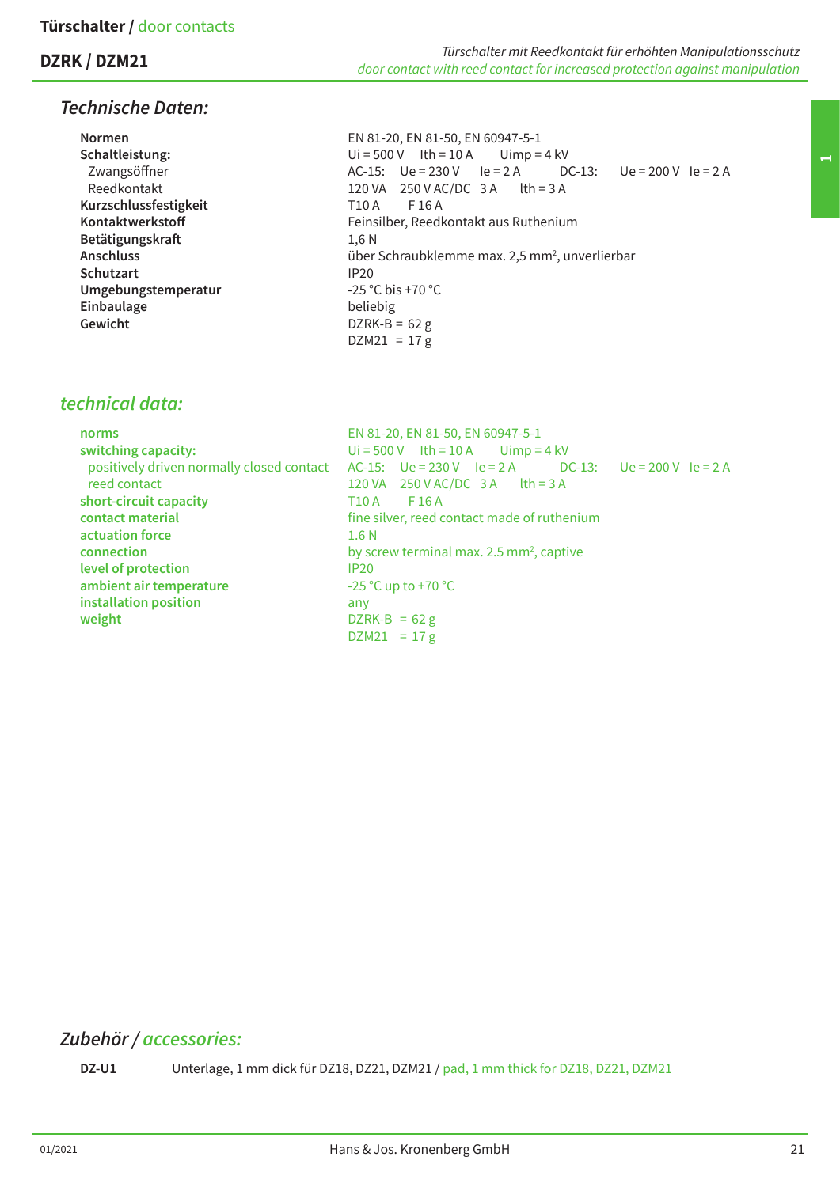# Türschalter / door contacts

## DZRK / DZM21

*Türschalter mit Reedkontakt für erhöhten Manipulationsschutz*
*door contact with reed contact for increased protection against manipulation*

### *Technische Daten:*

| | |
|---|---|
| **Normen** | EN 81-20, EN 81-50, EN 60947-5-1 |
| **Schaltleistung:** | Ui = 500 V Ith = 10 A Uimp = 4 kV |
| Zwangsöffner | AC-15: Ue = 230 V Ie = 2 A DC-13: Ue = 200 V Ie = 2 A |
| Reedkontakt | 120 VA 250 V AC/DC 3 A lth = 3 A |
| **Kurzschlussfestigkeit** | T10 A F 16 A |
| **Kontaktwerkstoff** | Feinsilber, Reedkontakt aus Ruthenium |
| **Betätigungskraft** | 1,6 N |
| **Anschluss** | über Schraubklemme max. 2,5 mm², unverlierbar |
| **Schutzart** | IP20 |
| **Umgebungstemperatur** | -25 °C bis +70 °C |
| **Einbaulage** | beliebig |
| **Gewicht** | DZRK-B = 62 g<br>DZM21 = 17 g |

### *technical data:*

| | |
|---|---|
| **norms** | EN 81-20, EN 81-50, EN 60947-5-1 |
| **switching capacity:** | Ui = 500 V Ith = 10 A Uimp = 4 kV |
| positively driven normally closed contact | AC-15: Ue = 230 V Ie = 2 A DC-13: Ue = 200 V Ie = 2 A |
| reed contact | 120 VA 250 V AC/DC 3 A lth = 3 A |
| **short-circuit capacity** | T10 A F 16 A |
| **contact material** | fine silver, reed contact made of ruthenium |
| **actuation force** | 1.6 N |
| **connection** | by screw terminal max. 2.5 mm², captive |
| **level of protection** | IP20 |
| **ambient air temperature** | -25 °C up to +70 °C |
| **installation position** | any |
| **weight** | DZRK-B = 62 g<br>DZM21 = 17 g |

### *Zubehör / accessories:*

**DZ-U1** Unterlage, 1 mm dick für DZ18, DZ21, DZM21 / pad, 1 mm thick for DZ18, DZ21, DZM21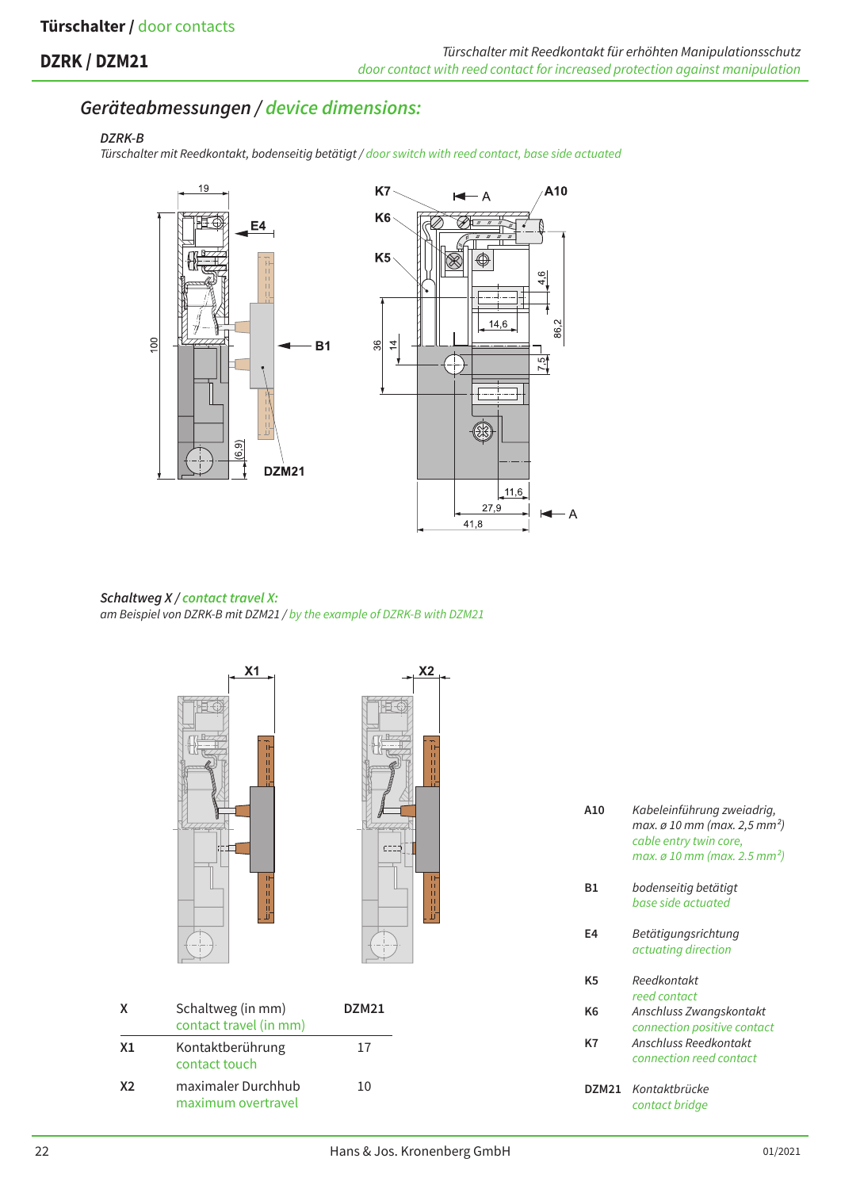## Geräteabmessungen / device dimensions:

*DZRK-B*
*Türschalter mit Reedkontakt, bodenseitig betätigt / door switch with reed contact, base side actuated*

*Schaltweg X / contact travel X:*
*am Beispiel von DZRK-B mit DZM21 / by the example of DZRK-B with DZM21*

| X | Schaltweg (in mm) contact travel (in mm) | DZM21 |
|---|---|---|
| X1 | Kontaktberührung contact touch | 17 |
| X2 | maximaler Durchhub maximum overtravel | 10 |

| | |
|---|---|
| A10 | *Kabeleinführung zweiadrig, max. ø 10 mm (max. 2,5 mm²)* *cable entry twin core, max. ø 10 mm (max. 2.5 mm²)* |
| B1 | *bodenseitig betätigt* *base side actuated* |
| E4 | *Betätigungsrichtung* *actuating direction* |
| K5 | *Reedkontakt* *reed contact* |
| K6 | *Anschluss Zwangskontakt* *connection positive contact* |
| K7 | *Anschluss Reedkontakt* *connection reed contact* |
| DZM21 | *Kontaktbrücke* *contact bridge* |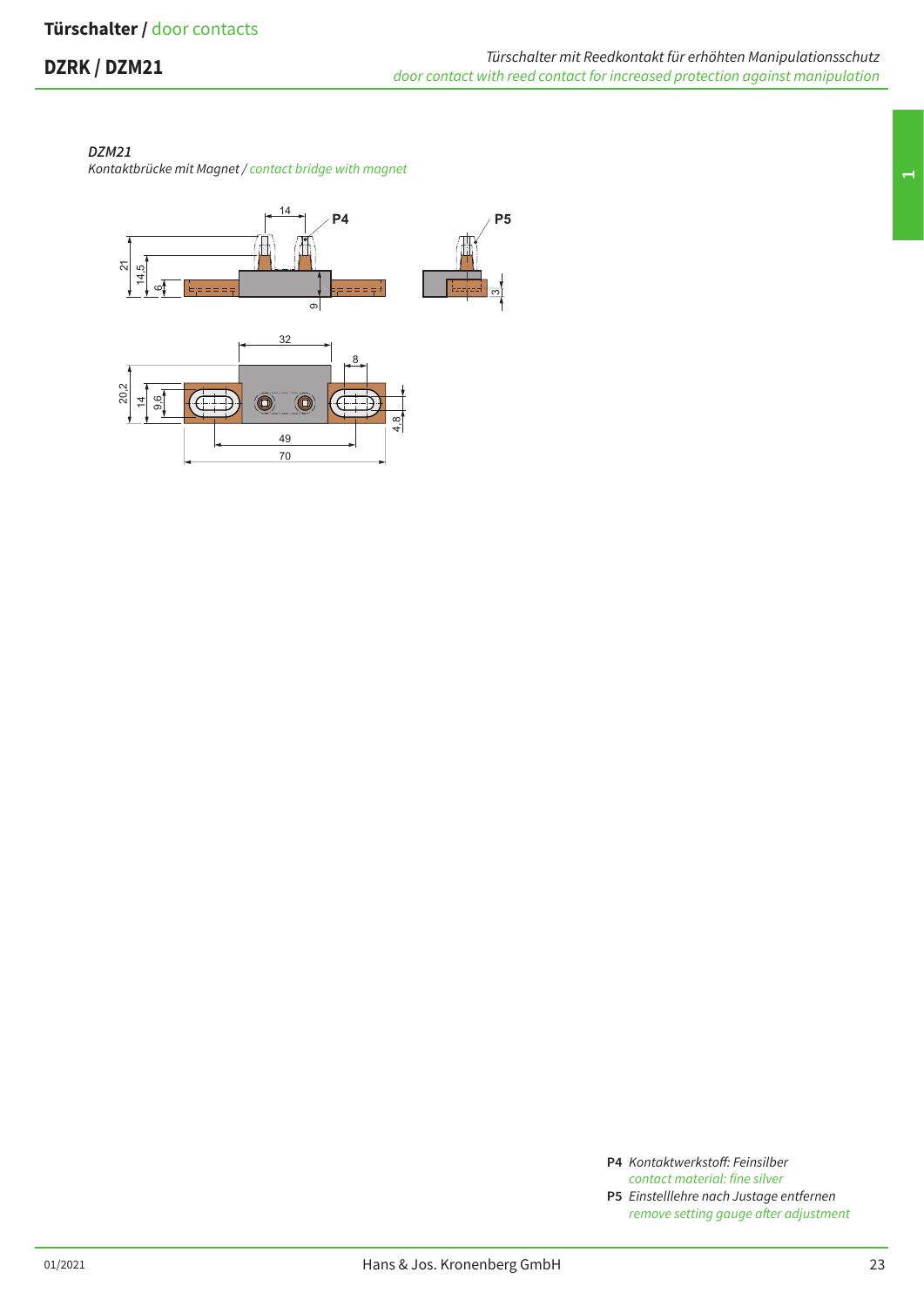## DZRK / DZM21

*Türschalter mit Reedkontakt für erhöhten Manipulationsschutz*
*door contact with reed contact for increased protection against manipulation*

***DZM21***
*Kontaktbrücke mit Magnet / contact bridge with magnet*

14
P4
P5
21
14,5
6
9
3
32
8
20,2
14
9,6
4,8
49
70

**P4** *Kontaktwerkstoff: Feinsilber*
*contact material: fine silver*

**P5** *Einstelllehre nach Justage entfernen*
*remove setting gauge after adjustment*